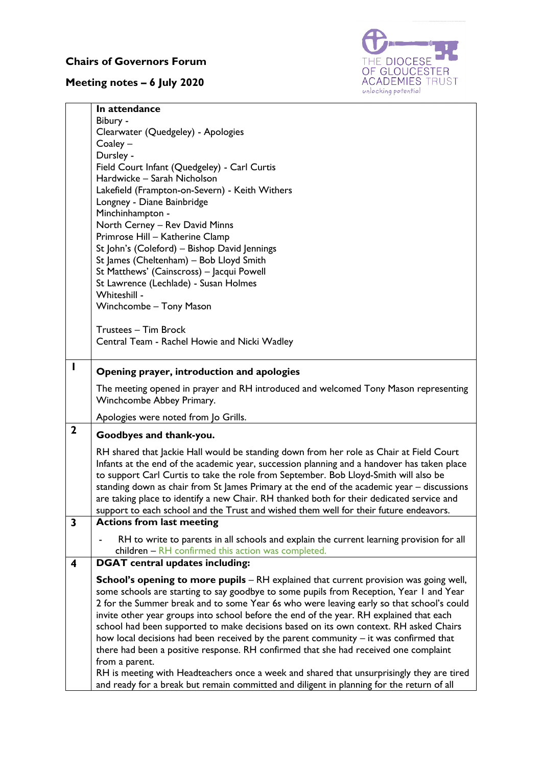**Chairs of Governors Forum**

**Meeting notes – 6 July 2020**

| | |
|---|---|
| | **In attendance**<br>Bibury -<br>Clearwater (Quedgeley) - Apologies<br>Coaley –<br>Dursley -<br>Field Court Infant (Quedgeley) - Carl Curtis<br>Hardwicke – Sarah Nicholson<br>Lakefield (Frampton-on-Severn) - Keith Withers<br>Longney - Diane Bainbridge<br>Minchinhampton -<br>North Cerney – Rev David Minns<br>Primrose Hill – Katherine Clamp<br>St John's (Coleford) – Bishop David Jennings<br>St James (Cheltenham) – Bob Lloyd Smith<br>St Matthews' (Cainscross) – Jacqui Powell<br>St Lawrence (Lechlade) - Susan Holmes<br>Whiteshill -<br>Winchcombe – Tony Mason<br><br>Trustees – Tim Brock<br>Central Team - Rachel Howie and Nicki Wadley |
| **1** | **Opening prayer, introduction and apologies**<br>The meeting opened in prayer and RH introduced and welcomed Tony Mason representing Winchcombe Abbey Primary.<br>Apologies were noted from Jo Grills. |
| **2** | **Goodbyes and thank-you.**<br>RH shared that Jackie Hall would be standing down from her role as Chair at Field Court Infants at the end of the academic year, succession planning and a handover has taken place to support Carl Curtis to take the role from September. Bob Lloyd-Smith will also be standing down as chair from St James Primary at the end of the academic year – discussions are taking place to identify a new Chair. RH thanked both for their dedicated service and support to each school and the Trust and wished them well for their future endeavors. |
| **3** | **Actions from last meeting**<br>- RH to write to parents in all schools and explain the current learning provision for all children – RH confirmed this action was completed. |
| **4** | **DGAT central updates including:**<br>**School's opening to more pupils** – RH explained that current provision was going well, some schools are starting to say goodbye to some pupils from Reception, Year 1 and Year 2 for the Summer break and to some Year 6s who were leaving early so that school's could invite other year groups into school before the end of the year. RH explained that each school had been supported to make decisions based on its own context. RH asked Chairs how local decisions had been received by the parent community – it was confirmed that there had been a positive response. RH confirmed that she had received one complaint from a parent.<br>RH is meeting with Headteachers once a week and shared that unsurprisingly they are tired and ready for a break but remain committed and diligent in planning for the return of all |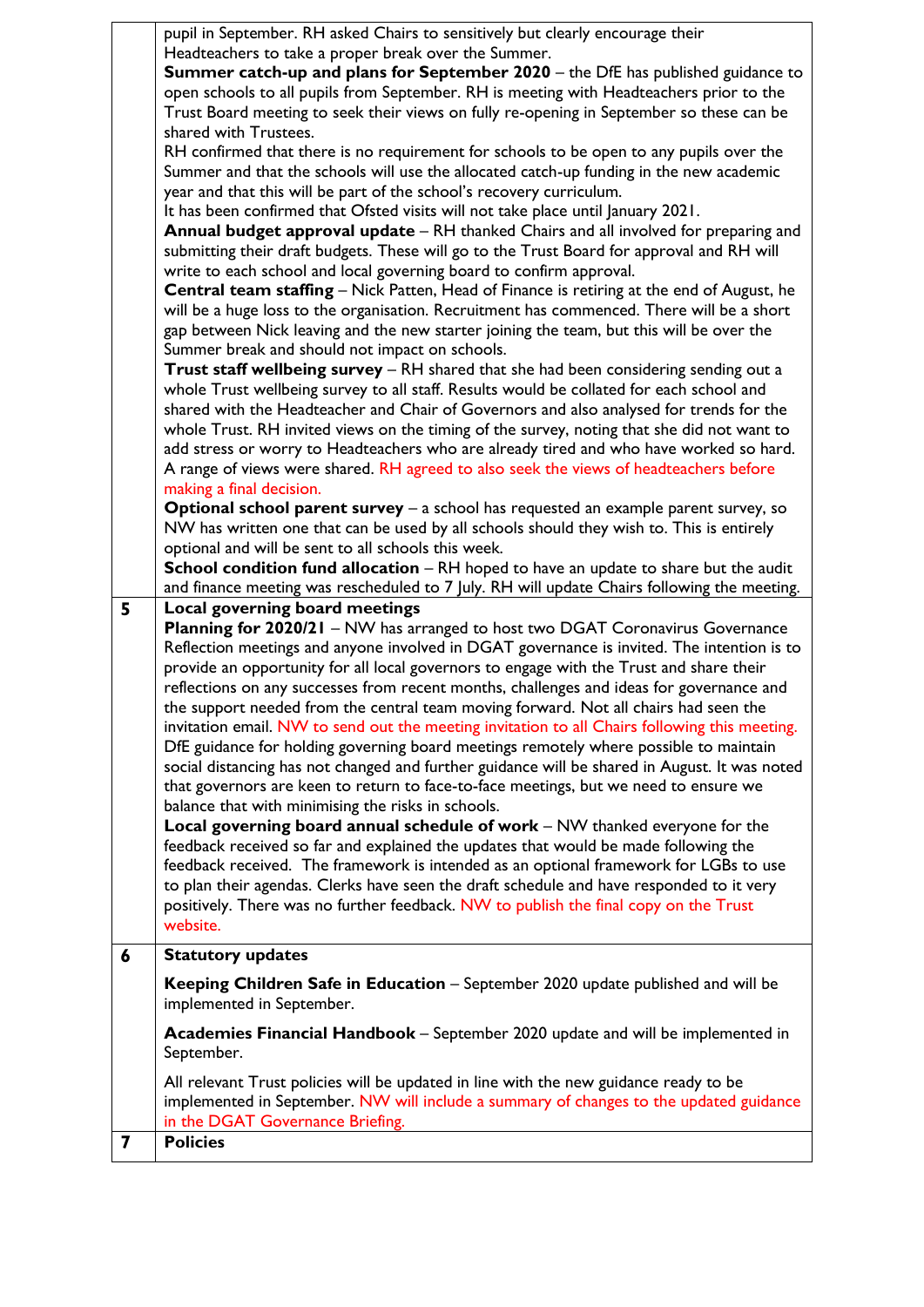| | |
|---|---|
| | pupil in September. RH asked Chairs to sensitively but clearly encourage their Headteachers to take a proper break over the Summer.<br>**Summer catch-up and plans for September 2020** – the DfE has published guidance to open schools to all pupils from September. RH is meeting with Headteachers prior to the Trust Board meeting to seek their views on fully re-opening in September so these can be shared with Trustees.<br>RH confirmed that there is no requirement for schools to be open to any pupils over the Summer and that the schools will use the allocated catch-up funding in the new academic year and that this will be part of the school's recovery curriculum.<br>It has been confirmed that Ofsted visits will not take place until January 2021.<br>**Annual budget approval update** – RH thanked Chairs and all involved for preparing and submitting their draft budgets. These will go to the Trust Board for approval and RH will write to each school and local governing board to confirm approval.<br>**Central team staffing** – Nick Patten, Head of Finance is retiring at the end of August, he will be a huge loss to the organisation. Recruitment has commenced. There will be a short gap between Nick leaving and the new starter joining the team, but this will be over the Summer break and should not impact on schools.<br>**Trust staff wellbeing survey** – RH shared that she had been considering sending out a whole Trust wellbeing survey to all staff. Results would be collated for each school and shared with the Headteacher and Chair of Governors and also analysed for trends for the whole Trust. RH invited views on the timing of the survey, noting that she did not want to add stress or worry to Headteachers who are already tired and who have worked so hard. A range of views were shared. RH agreed to also seek the views of headteachers before making a final decision.<br>**Optional school parent survey** – a school has requested an example parent survey, so NW has written one that can be used by all schools should they wish to. This is entirely optional and will be sent to all schools this week.<br>**School condition fund allocation** – RH hoped to have an update to share but the audit and finance meeting was rescheduled to 7 July. RH will update Chairs following the meeting. |
| **5** | **Local governing board meetings**<br>**Planning for 2020/21** – NW has arranged to host two DGAT Coronavirus Governance Reflection meetings and anyone involved in DGAT governance is invited. The intention is to provide an opportunity for all local governors to engage with the Trust and share their reflections on any successes from recent months, challenges and ideas for governance and the support needed from the central team moving forward. Not all chairs had seen the invitation email. NW to send out the meeting invitation to all Chairs following this meeting.<br>DfE guidance for holding governing board meetings remotely where possible to maintain social distancing has not changed and further guidance will be shared in August. It was noted that governors are keen to return to face-to-face meetings, but we need to ensure we balance that with minimising the risks in schools.<br>**Local governing board annual schedule of work** – NW thanked everyone for the feedback received so far and explained the updates that would be made following the feedback received. The framework is intended as an optional framework for LGBs to use to plan their agendas. Clerks have seen the draft schedule and have responded to it very positively. There was no further feedback. NW to publish the final copy on the Trust website. |
| **6** | **Statutory updates**<br><br>**Keeping Children Safe in Education** – September 2020 update published and will be implemented in September.<br><br>**Academies Financial Handbook** – September 2020 update and will be implemented in September.<br><br>All relevant Trust policies will be updated in line with the new guidance ready to be implemented in September. NW will include a summary of changes to the updated guidance in the DGAT Governance Briefing. |
| **7** | **Policies** |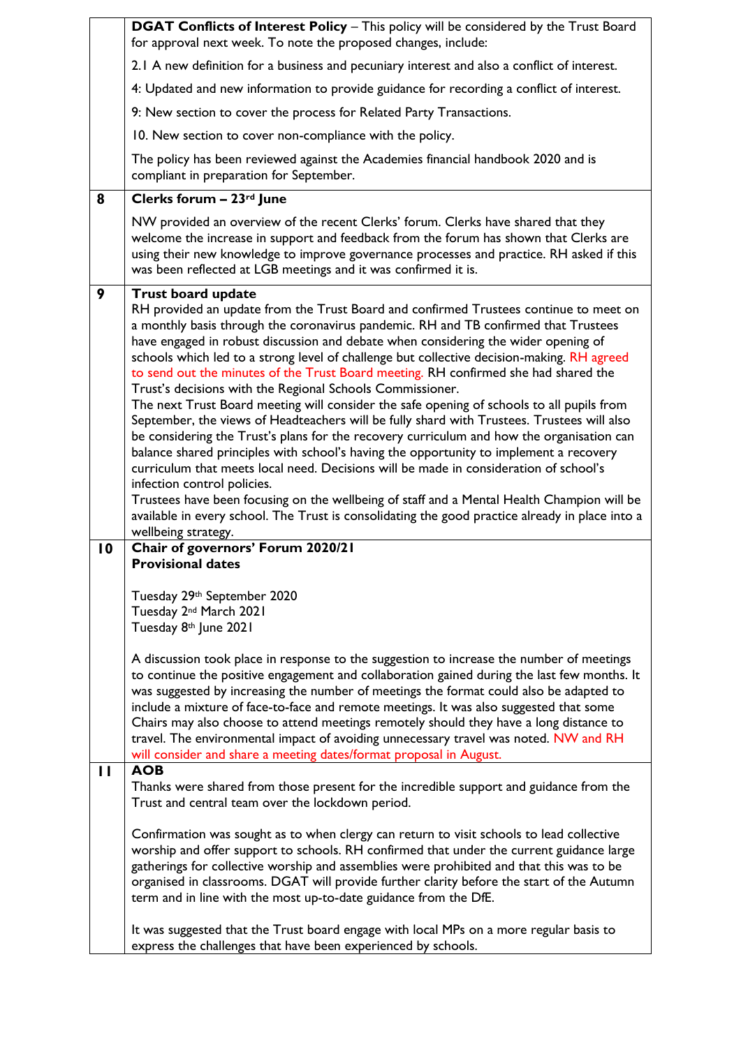| | |
|---|---|
| | **DGAT Conflicts of Interest Policy** – This policy will be considered by the Trust Board for approval next week. To note the proposed changes, include:<br><br>2.1 A new definition for a business and pecuniary interest and also a conflict of interest.<br><br>4: Updated and new information to provide guidance for recording a conflict of interest.<br><br>9: New section to cover the process for Related Party Transactions.<br><br>10. New section to cover non-compliance with the policy.<br><br>The policy has been reviewed against the Academies financial handbook 2020 and is compliant in preparation for September. |
| **8** | **Clerks forum – 23rd June**<br><br>NW provided an overview of the recent Clerks' forum. Clerks have shared that they welcome the increase in support and feedback from the forum has shown that Clerks are using their new knowledge to improve governance processes and practice. RH asked if this was been reflected at LGB meetings and it was confirmed it is. |
| **9** | **Trust board update**<br>RH provided an update from the Trust Board and confirmed Trustees continue to meet on a monthly basis through the coronavirus pandemic. RH and TB confirmed that Trustees have engaged in robust discussion and debate when considering the wider opening of schools which led to a strong level of challenge but collective decision-making. RH agreed to send out the minutes of the Trust Board meeting. RH confirmed she had shared the Trust's decisions with the Regional Schools Commissioner.<br>The next Trust Board meeting will consider the safe opening of schools to all pupils from September, the views of Headteachers will be fully shard with Trustees. Trustees will also be considering the Trust's plans for the recovery curriculum and how the organisation can balance shared principles with school's having the opportunity to implement a recovery curriculum that meets local need. Decisions will be made in consideration of school's infection control policies.<br>Trustees have been focusing on the wellbeing of staff and a Mental Health Champion will be available in every school. The Trust is consolidating the good practice already in place into a wellbeing strategy. |
| **10** | **Chair of governors' Forum 2020/21**<br>**Provisional dates**<br><br>Tuesday 29th September 2020<br>Tuesday 2nd March 2021<br>Tuesday 8th June 2021<br><br>A discussion took place in response to the suggestion to increase the number of meetings to continue the positive engagement and collaboration gained during the last few months. It was suggested by increasing the number of meetings the format could also be adapted to include a mixture of face-to-face and remote meetings. It was also suggested that some Chairs may also choose to attend meetings remotely should they have a long distance to travel. The environmental impact of avoiding unnecessary travel was noted. NW and RH will consider and share a meeting dates/format proposal in August. |
| **11** | **AOB**<br>Thanks were shared from those present for the incredible support and guidance from the Trust and central team over the lockdown period.<br><br>Confirmation was sought as to when clergy can return to visit schools to lead collective worship and offer support to schools. RH confirmed that under the current guidance large gatherings for collective worship and assemblies were prohibited and that this was to be organised in classrooms. DGAT will provide further clarity before the start of the Autumn term and in line with the most up-to-date guidance from the DfE.<br><br>It was suggested that the Trust board engage with local MPs on a more regular basis to express the challenges that have been experienced by schools. |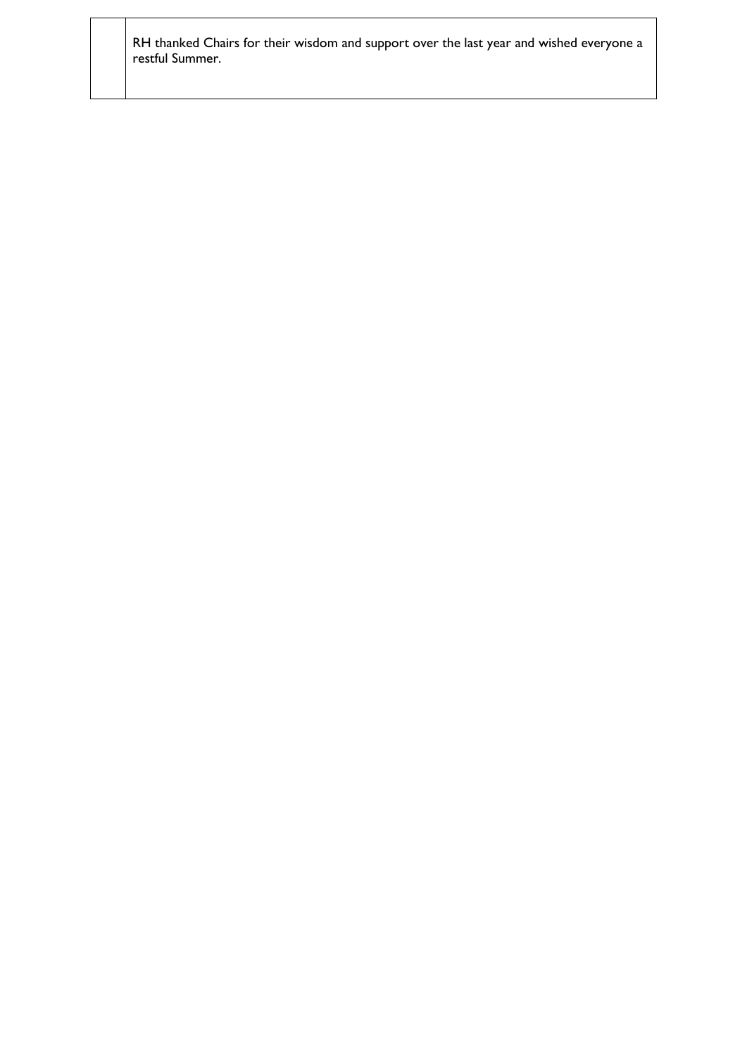| | |
|---|---|
| | RH thanked Chairs for their wisdom and support over the last year and wished everyone a restful Summer. |